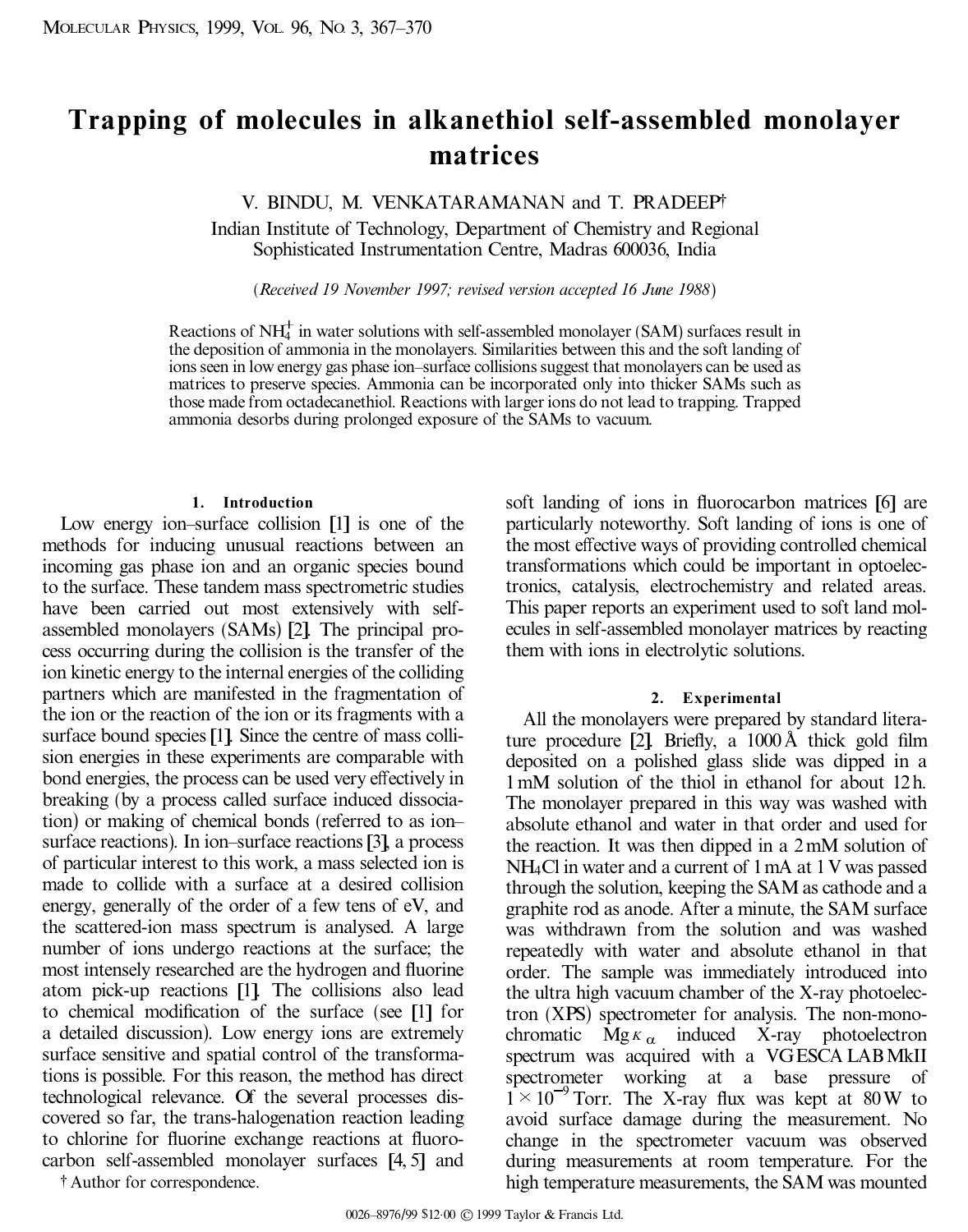# Trapping of molecules in alkanethiol self-assembled monolayer matrices

V. BINDU, M. VENKATARAMANAN and T. PRADEEP†

Indian Institute of Technology, Department of Chemistry and Regional Sophisticated Instrumentation Centre, Madras 600036, India

(*Received 19 November 1997; revised version accepted 16 June 1988*)

Reactions of $NH_4^+$ in water solutions with self-assembled monolayer (SAM) surfaces result in the deposition of ammonia in the monolayers. Similarities between this and the soft landing of ions seen in low energy gas phase ion–surface collisions suggest that monolayers can be used as matrices to preserve species. Ammonia can be incorporated only into thicker SAMs such as those made from octadecanethiol. Reactions with larger ions do not lead to trapping. Trapped ammonia desorbs during prolonged exposure of the SAMs to vacuum.

## 1. Introduction

Low energy ion–surface collision [1] is one of the methods for inducing unusual reactions between an incoming gas phase ion and an organic species bound to the surface. These tandem mass spectrometric studies have been carried out most extensively with self-assembled monolayers (SAMs) [2]. The principal process occurring during the collision is the transfer of the ion kinetic energy to the internal energies of the colliding partners which are manifested in the fragmentation of the ion or the reaction of the ion or its fragments with a surface bound species [1]. Since the centre of mass collision energies in these experiments are comparable with bond energies, the process can be used very effectively in breaking (by a process called surface induced dissociation) or making of chemical bonds (referred to as ion–surface reactions). In ion–surface reactions [3], a process of particular interest to this work, a mass selected ion is made to collide with a surface at a desired collision energy, generally of the order of a few tens of eV, and the scattered-ion mass spectrum is analysed. A large number of ions undergo reactions at the surface; the most intensely researched are the hydrogen and fluorine atom pick-up reactions [1]. The collisions also lead to chemical modification of the surface (see [1] for a detailed discussion). Low energy ions are extremely surface sensitive and spatial control of the transformations is possible. For this reason, the method has direct technological relevance. Of the several processes discovered so far, the trans-halogenation reaction leading to chlorine for fluorine exchange reactions at fluorocarbon self-assembled monolayer surfaces [4, 5] and soft landing of ions in fluorocarbon matrices [6] are particularly noteworthy. Soft landing of ions is one of the most effective ways of providing controlled chemical transformations which could be important in optoelectronics, catalysis, electrochemistry and related areas. This paper reports an experiment used to soft land molecules in self-assembled monolayer matrices by reacting them with ions in electrolytic solutions.

† Author for correspondence.

## 2. Experimental

All the monolayers were prepared by standard literature procedure [2]. Briefly, a 1000 Å thick gold film deposited on a polished glass slide was dipped in a 1 mM solution of the thiol in ethanol for about 12 h. The monolayer prepared in this way was washed with absolute ethanol and water in that order and used for the reaction. It was then dipped in a 2 mM solution of $NH_4Cl$ in water and a current of 1 mA at 1 V was passed through the solution, keeping the SAM as cathode and a graphite rod as anode. After a minute, the SAM surface was withdrawn from the solution and was washed repeatedly with water and absolute ethanol in that order. The sample was immediately introduced into the ultra high vacuum chamber of the X-ray photoelectron (XPS) spectrometer for analysis. The non-monochromatic Mg $K_\alpha$ induced X-ray photoelectron spectrum was acquired with a VG ESCA LAB MkII spectrometer working at a base pressure of $1 \times 10^{-9}$ Torr. The X-ray flux was kept at 80 W to avoid surface damage during the measurement. No change in the spectrometer vacuum was observed during measurements at room temperature. For the high temperature measurements, the SAM was mounted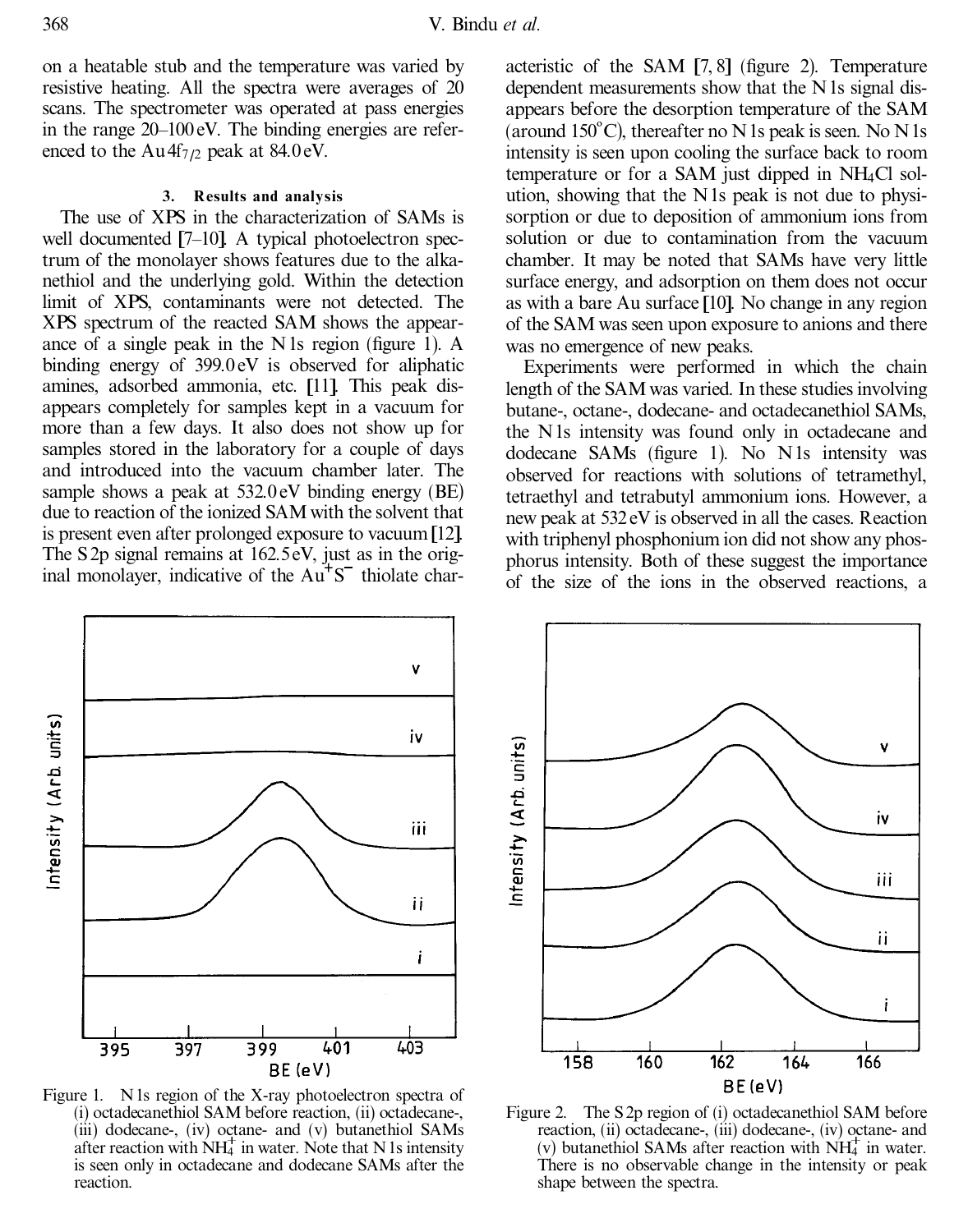on a heatable stub and the temperature was varied by resistive heating. All the spectra were averages of 20 scans. The spectrometer was operated at pass energies in the range 20–100 eV. The binding energies are referenced to the Au $4f_{7/2}$ peak at 84.0 eV.

### 3. Results and analysis

The use of XPS in the characterization of SAMs is well documented [7–10]. A typical photoelectron spectrum of the monolayer shows features due to the alkanethiol and the underlying gold. Within the detection limit of XPS, contaminants were not detected. The XPS spectrum of the reacted SAM shows the appearance of a single peak in the N 1s region (figure 1). A binding energy of 399.0 eV is observed for aliphatic amines, adsorbed ammonia, etc. [11]. This peak disappears completely for samples kept in a vacuum for more than a few days. It also does not show up for samples stored in the laboratory for a couple of days and introduced into the vacuum chamber later. The sample shows a peak at 532.0 eV binding energy (BE) due to reaction of the ionized SAM with the solvent that is present even after prolonged exposure to vacuum [12]. The S 2p signal remains at 162.5 eV, just as in the original monolayer, indicative of the $Au^{+}S^{-}$ thiolate characteristic of the SAM [7, 8] (figure 2). Temperature dependent measurements show that the N 1s signal disappears before the desorption temperature of the SAM (around 150°C), thereafter no N 1s peak is seen. No N 1s intensity is seen upon cooling the surface back to room temperature or for a SAM just dipped in $NH_4Cl$ solution, showing that the N 1s peak is not due to physisorption or due to deposition of ammonium ions from solution or due to contamination from the vacuum chamber. It may be noted that SAMs have very little surface energy, and adsorption on them does not occur as with a bare Au surface [10]. No change in any region of the SAM was seen upon exposure to anions and there was no emergence of new peaks.

Experiments were performed in which the chain length of the SAM was varied. In these studies involving butane-, octane-, dodecane- and octadecanethiol SAMs, the N 1s intensity was found only in octadecane and dodecane SAMs (figure 1). No N 1s intensity was observed for reactions with solutions of tetramethyl, tetraethyl and tetrabutyl ammonium ions. However, a new peak at 532 eV is observed in all the cases. Reaction with triphenyl phosphonium ion did not show any phosphorus intensity. Both of these suggest the importance of the size of the ions in the observed reactions, a

Figure 1. N 1s region of the X-ray photoelectron spectra of (i) octadecanethiol SAM before reaction, (ii) octadecane-, (iii) dodecane-, (iv) octane- and (v) butanethiol SAMs after reaction with $NH_4^+$ in water. Note that N 1s intensity is seen only in octadecane and dodecane SAMs after the reaction.

Figure 2. The S 2p region of (i) octadecanethiol SAM before reaction, (ii) octadecane-, (iii) dodecane-, (iv) octane- and (v) butanethiol SAMs after reaction with $NH_4^+$ in water. There is no observable change in the intensity or peak shape between the spectra.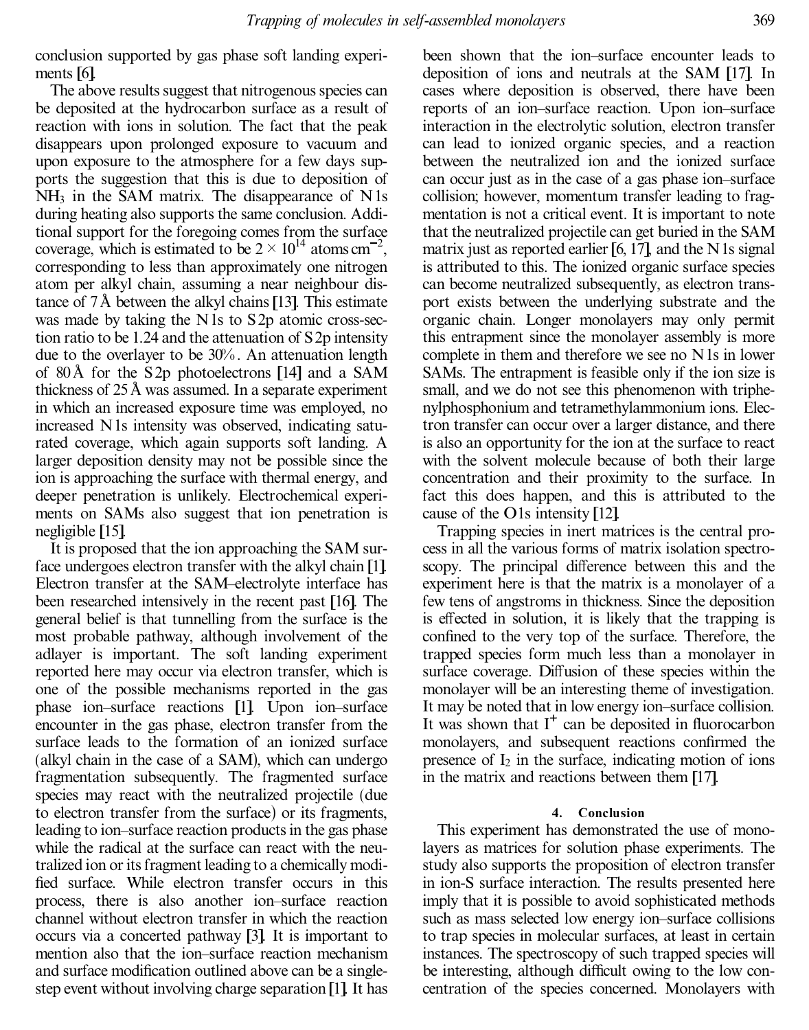conclusion supported by gas phase soft landing experiments [6].

The above results suggest that nitrogenous species can be deposited at the hydrocarbon surface as a result of reaction with ions in solution. The fact that the peak disappears upon prolonged exposure to vacuum and upon exposure to the atmosphere for a few days supports the suggestion that this is due to deposition of $NH_3$ in the SAM matrix. The disappearance of N 1s during heating also supports the same conclusion. Additional support for the foregoing comes from the surface coverage, which is estimated to be $2 \times 10^{14}$ atoms cm$^{-2}$, corresponding to less than approximately one nitrogen atom per alkyl chain, assuming a near neighbour distance of 7 Å between the alkyl chains [13]. This estimate was made by taking the N 1s to S 2p atomic cross-section ratio to be 1.24 and the attenuation of S 2p intensity due to the overlayer to be 30%. An attenuation length of 80 Å for the S 2p photoelectrons [14] and a SAM thickness of 25 Å was assumed. In a separate experiment in which an increased exposure time was employed, no increased N 1s intensity was observed, indicating saturated coverage, which again supports soft landing. A larger deposition density may not be possible since the ion is approaching the surface with thermal energy, and deeper penetration is unlikely. Electrochemical experiments on SAMs also suggest that ion penetration is negligible [15].

It is proposed that the ion approaching the SAM surface undergoes electron transfer with the alkyl chain [1]. Electron transfer at the SAM–electrolyte interface has been researched intensively in the recent past [16]. The general belief is that tunnelling from the surface is the most probable pathway, although involvement of the adlayer is important. The soft landing experiment reported here may occur via electron transfer, which is one of the possible mechanisms reported in the gas phase ion–surface reactions [1]. Upon ion–surface encounter in the gas phase, electron transfer from the surface leads to the formation of an ionized surface (alkyl chain in the case of a SAM), which can undergo fragmentation subsequently. The fragmented surface species may react with the neutralized projectile (due to electron transfer from the surface) or its fragments, leading to ion–surface reaction products in the gas phase while the radical at the surface can react with the neutralized ion or its fragment leading to a chemically modified surface. While electron transfer occurs in this process, there is also another ion–surface reaction channel without electron transfer in which the reaction occurs via a concerted pathway [3]. It is important to mention also that the ion–surface reaction mechanism and surface modification outlined above can be a single-step event without involving charge separation [1]. It has been shown that the ion–surface encounter leads to deposition of ions and neutrals at the SAM [17]. In cases where deposition is observed, there have been reports of an ion–surface reaction. Upon ion–surface interaction in the electrolytic solution, electron transfer can lead to ionized organic species, and a reaction between the neutralized ion and the ionized surface can occur just as in the case of a gas phase ion–surface collision; however, momentum transfer leading to fragmentation is not a critical event. It is important to note that the neutralized projectile can get buried in the SAM matrix just as reported earlier [6, 17], and the N 1s signal is attributed to this. The ionized organic surface species can become neutralized subsequently, as electron transport exists between the underlying substrate and the organic chain. Longer monolayers may only permit this entrapment since the monolayer assembly is more complete in them and therefore we see no N 1s in lower SAMs. The entrapment is feasible only if the ion size is small, and we do not see this phenomenon with triphenylphosphonium and tetramethylammonium ions. Electron transfer can occur over a larger distance, and there is also an opportunity for the ion at the surface to react with the solvent molecule because of both their large concentration and their proximity to the surface. In fact this does happen, and this is attributed to the cause of the O 1s intensity [12].

Trapping species in inert matrices is the central process in all the various forms of matrix isolation spectroscopy. The principal difference between this and the experiment here is that the matrix is a monolayer of a few tens of angstroms in thickness. Since the deposition is effected in solution, it is likely that the trapping is confined to the very top of the surface. Therefore, the trapped species form much less than a monolayer in surface coverage. Diffusion of these species within the monolayer will be an interesting theme of investigation. It may be noted that in low energy ion–surface collision. It was shown that $I^+$ can be deposited in fluorocarbon monolayers, and subsequent reactions confirmed the presence of $I_2$ in the surface, indicating motion of ions in the matrix and reactions between them [17].

## 4. Conclusion

This experiment has demonstrated the use of monolayers as matrices for solution phase experiments. The study also supports the proposition of electron transfer in ion-S surface interaction. The results presented here imply that it is possible to avoid sophisticated methods such as mass selected low energy ion–surface collisions to trap species in molecular surfaces, at least in certain instances. The spectroscopy of such trapped species will be interesting, although difficult owing to the low concentration of the species concerned. Monolayers with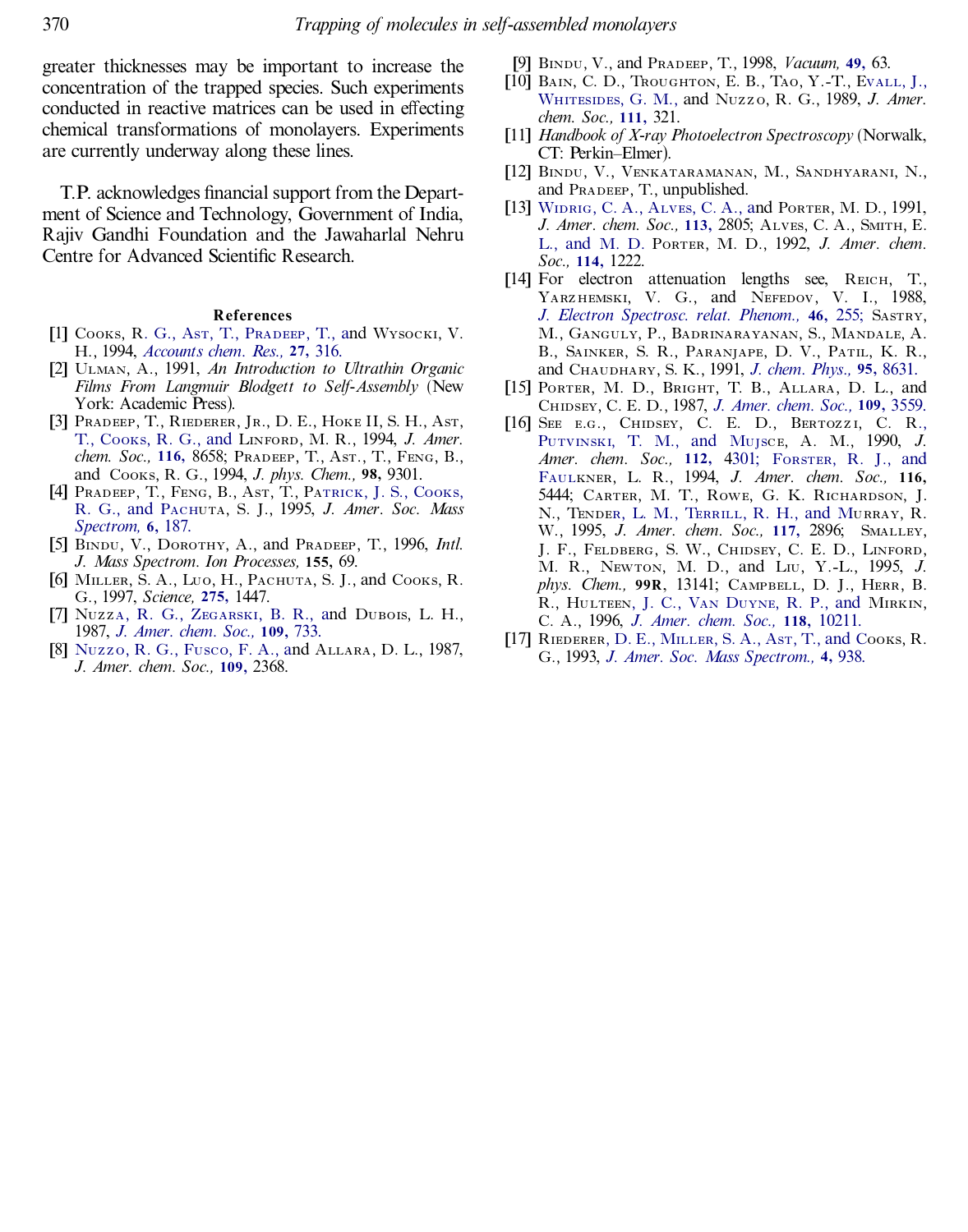greater thicknesses may be important to increase the concentration of the trapped species. Such experiments conducted in reactive matrices can be used in effecting chemical transformations of monolayers. Experiments are currently underway along these lines.

T.P. acknowledges financial support from the Department of Science and Technology, Government of India, Rajiv Gandhi Foundation and the Jawaharlal Nehru Centre for Advanced Scientific Research.

## References

[1] Cooks, R. G., Ast, T., Pradeep, T., and Wysocki, V. H., 1994, *Accounts chem. Res.,* **27,** 316.

[2] Ulman, A., 1991, *An Introduction to Ultrathin Organic Films From Langmuir Blodgett to Self-Assembly* (New York: Academic Press).

[3] Pradeep, T., Riederer, Jr., D. E., Hoke II, S. H., Ast, T., Cooks, R. G., and Linford, M. R., 1994, *J. Amer. chem. Soc.,* **116,** 8658; Pradeep, T., Ast., T., Feng, B., and Cooks, R. G., 1994, *J. phys. Chem.,* **98,** 9301.

[4] Pradeep, T., Feng, B., Ast, T., Patrick, J. S., Cooks, R. G., and Pachuta, S. J., 1995, *J. Amer. Soc. Mass Spectrom,* **6,** 187.

[5] Bindu, V., Dorothy, A., and Pradeep, T., 1996, *Intl. J. Mass Spectrom. Ion Processes,* **155,** 69.

[6] Miller, S. A., Luo, H., Pachuta, S. J., and Cooks, R. G., 1997, *Science,* **275,** 1447.

[7] Nuzza, R. G., Zegarski, B. R., and Dubois, L. H., 1987, *J. Amer. chem. Soc.,* **109,** 733.

[8] Nuzzo, R. G., Fusco, F. A., and Allara, D. L., 1987, *J. Amer. chem. Soc.,* **109,** 2368.

[9] Bindu, V., and Pradeep, T., 1998, *Vacuum,* **49,** 63.

[10] Bain, C. D., Troughton, E. B., Tao, Y.-T., Evall, J., Whitesides, G. M., and Nuzzo, R. G., 1989, *J. Amer. chem. Soc.,* **111,** 321.

[11] *Handbook of X-ray Photoelectron Spectroscopy* (Norwalk, CT: Perkin–Elmer).

[12] Bindu, V., Venkataramanan, M., Sandhyarani, N., and Pradeep, T., unpublished.

[13] Widrig, C. A., Alves, C. A., and Porter, M. D., 1991, *J. Amer. chem. Soc.,* **113,** 2805; Alves, C. A., Smith, E. L., and M. D. Porter, M. D., 1992, *J. Amer. chem. Soc.,* **114,** 1222.

[14] For electron attenuation lengths see, Reich, T., Yarzhemski, V. G., and Nefedov, V. I., 1988, *J. Electron Spectrosc. relat. Phenom.,* **46,** 255; Sastry, M., Ganguly, P., Badrinarayanan, S., Mandale, A. B., Sainker, S. R., Paranjape, D. V., Patil, K. R., and Chaudhary, S. K., 1991, *J. chem. Phys.,* **95,** 8631.

[15] Porter, M. D., Bright, T. B., Allara, D. L., and Chidsey, C. E. D., 1987, *J. Amer. chem. Soc.,* **109,** 3559.

[16] See e.g., Chidsey, C. E. D., Bertozzi, C. R., Putvinski, T. M., and Mujsce, A. M., 1990, *J. Amer. chem. Soc.,* **112,** 4301; Forster, R. J., and Faulkner, L. R., 1994, *J. Amer. chem. Soc.,* **116,** 5444; Carter, M. T., Rowe, G. K. Richardson, J. N., Tender, L. M., Terrill, R. H., and Murray, R. W., 1995, *J. Amer. chem. Soc.,* **117,** 2896; Smalley, J. F., Feldberg, S. W., Chidsey, C. E. D., Linford, M. R., Newton, M. D., and Liu, Y.-L., 1995, *J. phys. Chem.,* **99R,** 13141; Campbell, D. J., Herr, B. R., Hulteen, J. C., Van Duyne, R. P., and Mirkin, C. A., 1996, *J. Amer. chem. Soc.,* **118,** 10211.

[17] Riederer, D. E., Miller, S. A., Ast, T., and Cooks, R. G., 1993, *J. Amer. Soc. Mass Spectrom.,* **4,** 938.